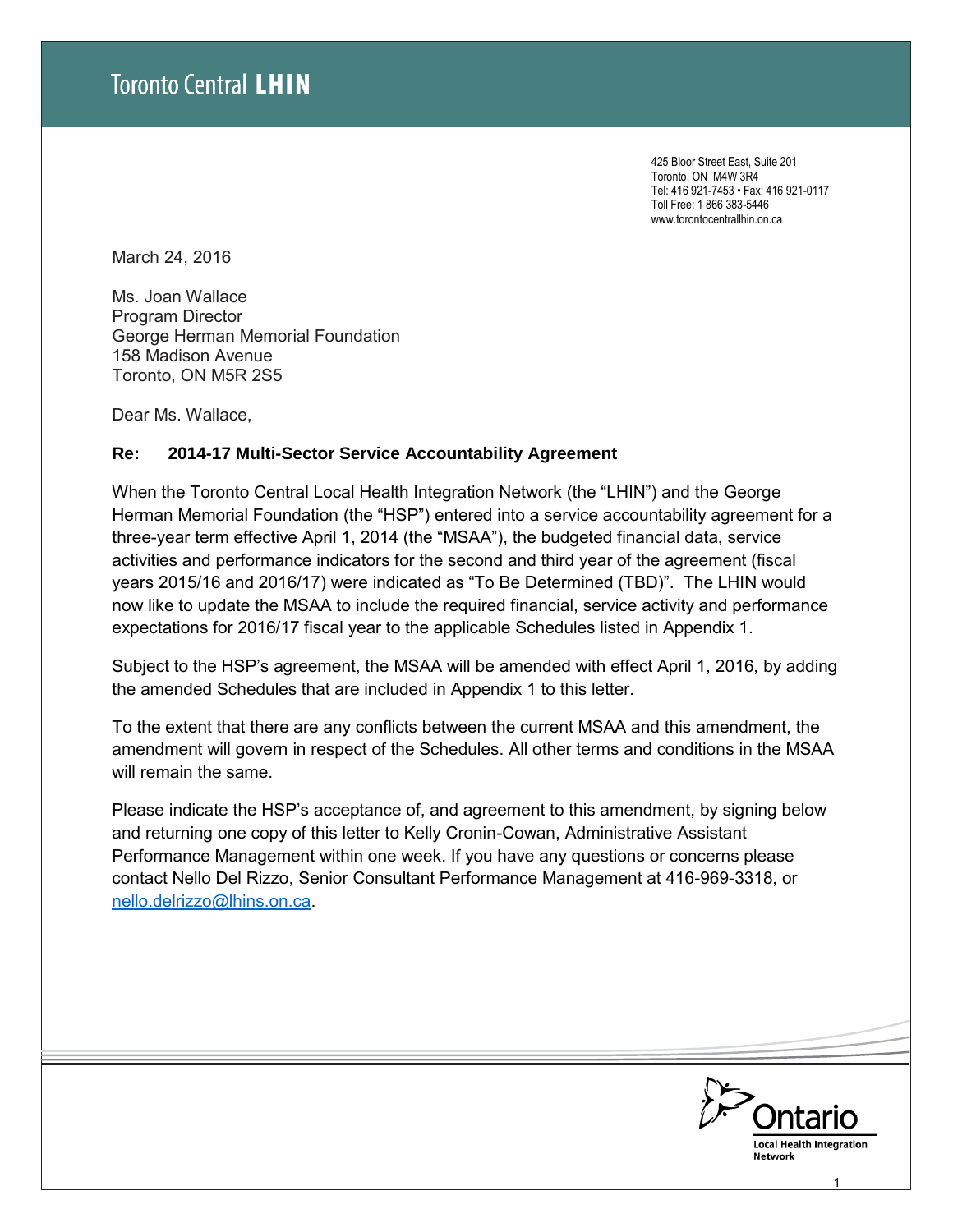Toronto Central **LHIN**

425 Bloor Street East, Suite 201
Toronto, ON M4W 3R4
Tel: 416 921-7453 • Fax: 416 921-0117
Toll Free: 1 866 383-5446
www.torontocentrallhin.on.ca

March 24, 2016

Ms. Joan Wallace
Program Director
George Herman Memorial Foundation
158 Madison Avenue
Toronto, ON M5R 2S5

Dear Ms. Wallace,

**Re: 2014-17 Multi-Sector Service Accountability Agreement**

When the Toronto Central Local Health Integration Network (the "LHIN") and the George Herman Memorial Foundation (the "HSP") entered into a service accountability agreement for a three-year term effective April 1, 2014 (the "MSAA"), the budgeted financial data, service activities and performance indicators for the second and third year of the agreement (fiscal years 2015/16 and 2016/17) were indicated as "To Be Determined (TBD)". The LHIN would now like to update the MSAA to include the required financial, service activity and performance expectations for 2016/17 fiscal year to the applicable Schedules listed in Appendix 1.

Subject to the HSP's agreement, the MSAA will be amended with effect April 1, 2016, by adding the amended Schedules that are included in Appendix 1 to this letter.

To the extent that there are any conflicts between the current MSAA and this amendment, the amendment will govern in respect of the Schedules. All other terms and conditions in the MSAA will remain the same.

Please indicate the HSP's acceptance of, and agreement to this amendment, by signing below and returning one copy of this letter to Kelly Cronin-Cowan, Administrative Assistant Performance Management within one week. If you have any questions or concerns please contact Nello Del Rizzo, Senior Consultant Performance Management at 416-969-3318, or nello.delrizzo@lhins.on.ca.

Ontario
Local Health Integration Network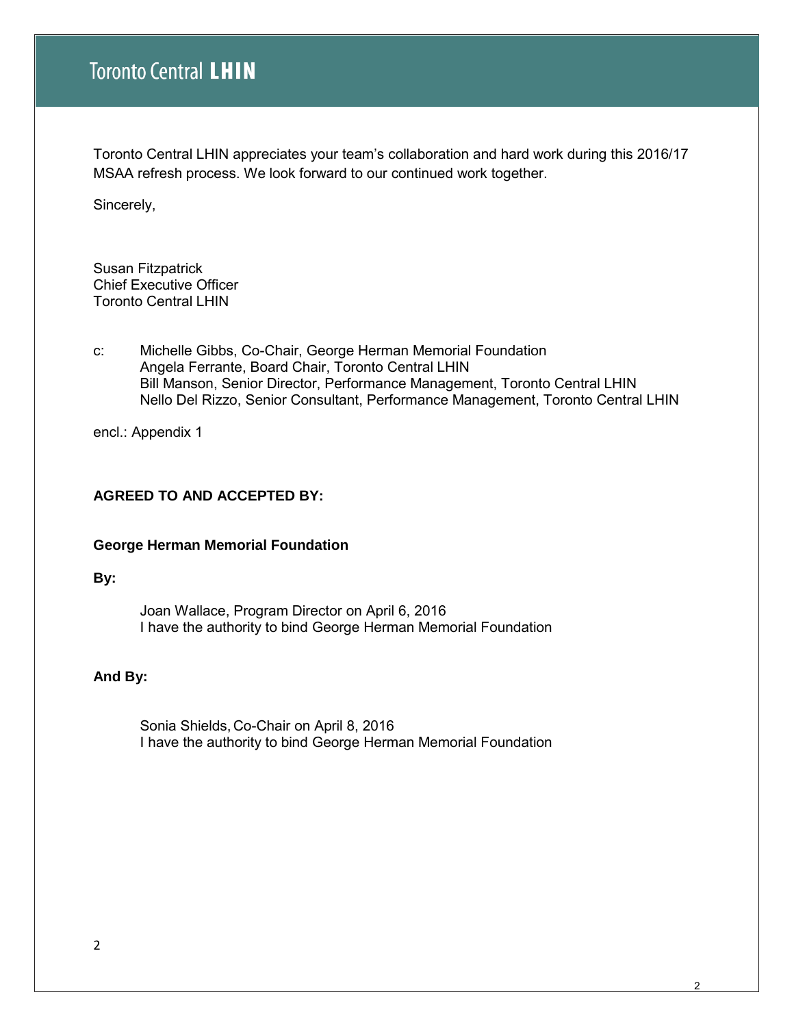Toronto Central LHIN appreciates your team's collaboration and hard work during this 2016/17 MSAA refresh process. We look forward to our continued work together.

Sincerely,

Susan Fitzpatrick
Chief Executive Officer
Toronto Central LHIN

c: Michelle Gibbs, Co-Chair, George Herman Memorial Foundation
Angela Ferrante, Board Chair, Toronto Central LHIN
Bill Manson, Senior Director, Performance Management, Toronto Central LHIN
Nello Del Rizzo, Senior Consultant, Performance Management, Toronto Central LHIN

encl.: Appendix 1

**AGREED TO AND ACCEPTED BY:**

**George Herman Memorial Foundation**

**By:**

Joan Wallace, Program Director on April 6, 2016
I have the authority to bind George Herman Memorial Foundation

**And By:**

Sonia Shields, Co-Chair on April 8, 2016
I have the authority to bind George Herman Memorial Foundation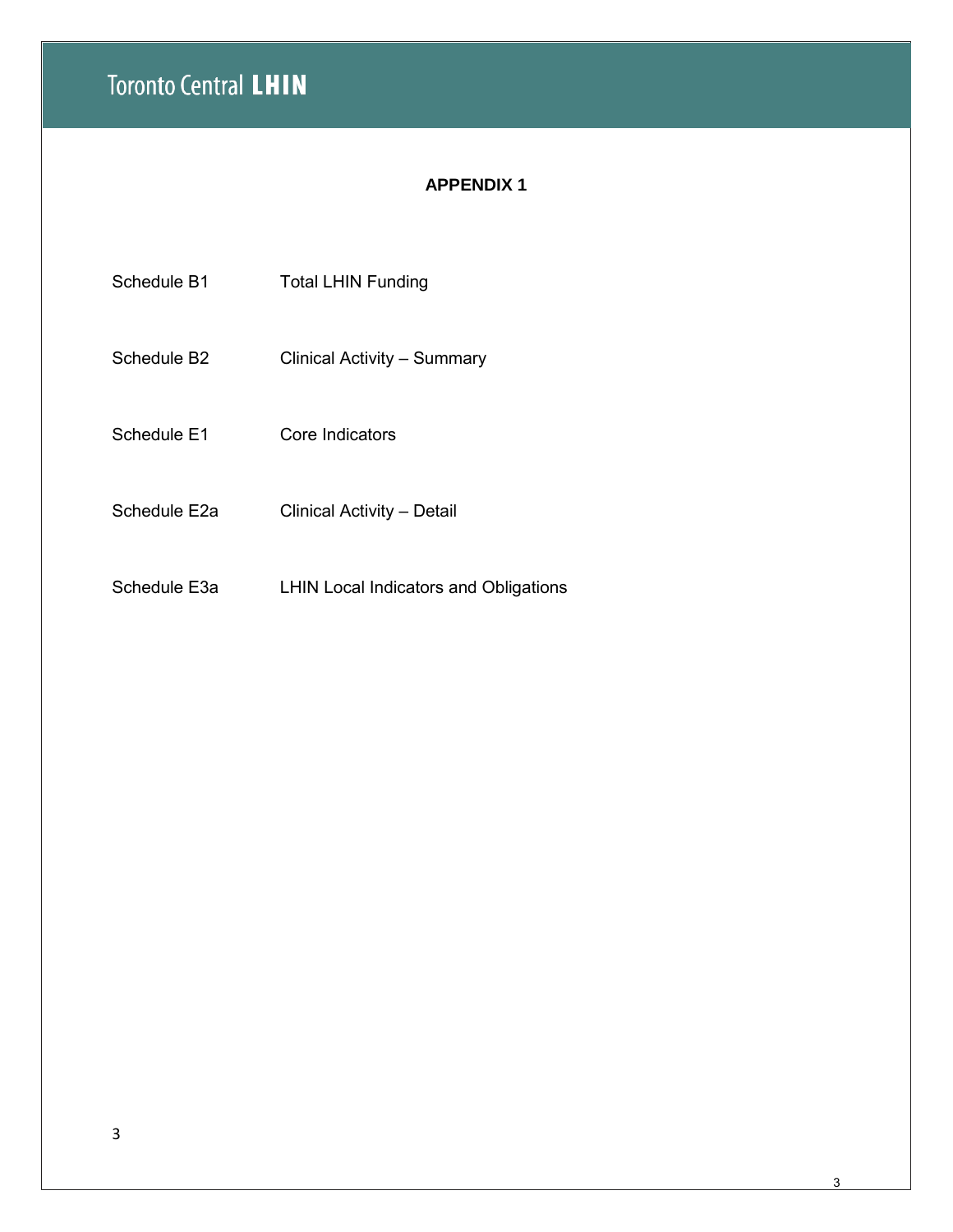## APPENDIX 1

| | |
|---|---|
| Schedule B1 | Total LHIN Funding |
| Schedule B2 | Clinical Activity – Summary |
| Schedule E1 | Core Indicators |
| Schedule E2a | Clinical Activity – Detail |
| Schedule E3a | LHIN Local Indicators and Obligations |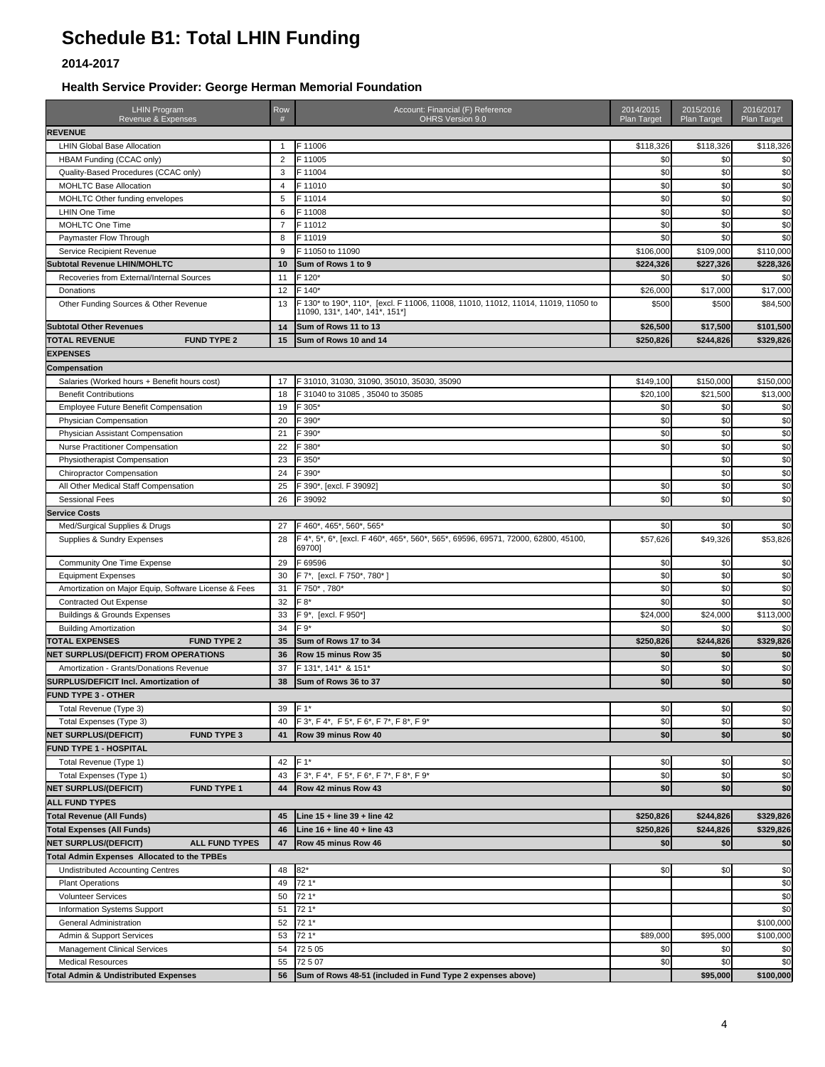# Schedule B1: Total LHIN Funding

### 2014-2017

### Health Service Provider: George Herman Memorial Foundation

| LHIN Program Revenue & Expenses | Row # | Account: Financial (F) Reference OHRS Version 9.0 | 2014/2015 Plan Target | 2015/2016 Plan Target | 2016/2017 Plan Target |
|---|---|---|---|---|---|
| **REVENUE** | | | | | |
| LHIN Global Base Allocation | 1 | F 11006 | $118,326 | $118,326 | $118,326 |
| HBAM Funding (CCAC only) | 2 | F 11005 | $0 | $0 | $0 |
| Quality-Based Procedures (CCAC only) | 3 | F 11004 | $0 | $0 | $0 |
| MOHLTC Base Allocation | 4 | F 11010 | $0 | $0 | $0 |
| MOHLTC Other funding envelopes | 5 | F 11014 | $0 | $0 | $0 |
| LHIN One Time | 6 | F 11008 | $0 | $0 | $0 |
| MOHLTC One Time | 7 | F 11012 | $0 | $0 | $0 |
| Paymaster Flow Through | 8 | F 11019 | $0 | $0 | $0 |
| Service Recipient Revenue | 9 | F 11050 to 11090 | $106,000 | $109,000 | $110,000 |
| **Subtotal Revenue LHIN/MOHLTC** | **10** | **Sum of Rows 1 to 9** | **$224,326** | **$227,326** | **$228,326** |
| Recoveries from External/Internal Sources | 11 | F 120* | $0 | $0 | $0 |
| Donations | 12 | F 140* | $26,000 | $17,000 | $17,000 |
| Other Funding Sources & Other Revenue | 13 | F 130* to 190*, 110*, [excl. F 11006, 11008, 11010, 11012, 11014, 11019, 11050 to 11090, 131*, 140*, 141*, 151*] | $500 | $500 | $84,500 |
| **Subtotal Other Revenues** | **14** | **Sum of Rows 11 to 13** | **$26,500** | **$17,500** | **$101,500** |
| **TOTAL REVENUE FUND TYPE 2** | **15** | **Sum of Rows 10 and 14** | **$250,826** | **$244,826** | **$329,826** |
| **EXPENSES** | | | | | |
| **Compensation** | | | | | |
| Salaries (Worked hours + Benefit hours cost) | 17 | F 31010, 31030, 31090, 35010, 35030, 35090 | $149,100 | $150,000 | $150,000 |
| Benefit Contributions | 18 | F 31040 to 31085 , 35040 to 35085 | $20,100 | $21,500 | $13,000 |
| Employee Future Benefit Compensation | 19 | F 305* | $0 | $0 | $0 |
| Physician Compensation | 20 | F 390* | $0 | $0 | $0 |
| Physician Assistant Compensation | 21 | F 390* | $0 | $0 | $0 |
| Nurse Practitioner Compensation | 22 | F 380* | $0 | $0 | $0 |
| Physiotherapist Compensation | 23 | F 350* | | $0 | $0 |
| Chiropractor Compensation | 24 | F 390* | | $0 | $0 |
| All Other Medical Staff Compensation | 25 | F 390*, [excl. F 39092] | $0 | $0 | $0 |
| Sessional Fees | 26 | F 39092 | $0 | $0 | $0 |
| **Service Costs** | | | | | |
| Med/Surgical Supplies & Drugs | 27 | F 460*, 465*, 560*, 565* | $0 | $0 | $0 |
| Supplies & Sundry Expenses | 28 | F 4*, 5*, 6*, [excl. F 460*, 465*, 560*, 565*, 69596, 69571, 72000, 62800, 45100, 69700] | $57,626 | $49,326 | $53,826 |
| Community One Time Expense | 29 | F 69596 | $0 | $0 | $0 |
| Equipment Expenses | 30 | F 7*, [excl. F 750*, 780* ] | $0 | $0 | $0 |
| Amortization on Major Equip, Software License & Fees | 31 | F 750* , 780* | $0 | $0 | $0 |
| Contracted Out Expense | 32 | F 8* | $0 | $0 | $0 |
| Buildings & Grounds Expenses | 33 | F 9*, [excl. F 950*] | $24,000 | $24,000 | $113,000 |
| Building Amortization | 34 | F 9* | $0 | $0 | $0 |
| **TOTAL EXPENSES FUND TYPE 2** | **35** | **Sum of Rows 17 to 34** | **$250,826** | **$244,826** | **$329,826** |
| **NET SURPLUS/(DEFICIT) FROM OPERATIONS** | **36** | **Row 15 minus Row 35** | **$0** | **$0** | **$0** |
| Amortization - Grants/Donations Revenue | 37 | F 131*, 141* & 151* | $0 | $0 | $0 |
| **SURPLUS/DEFICIT Incl. Amortization of** | **38** | **Sum of Rows 36 to 37** | **$0** | **$0** | **$0** |
| **FUND TYPE 3 - OTHER** | | | | | |
| Total Revenue (Type 3) | 39 | F 1* | $0 | $0 | $0 |
| Total Expenses (Type 3) | 40 | F 3*, F 4*, F 5*, F 6*, F 7*, F 8*, F 9* | $0 | $0 | $0 |
| **NET SURPLUS/(DEFICIT) FUND TYPE 3** | **41** | **Row 39 minus Row 40** | **$0** | **$0** | **$0** |
| **FUND TYPE 1 - HOSPITAL** | | | | | |
| Total Revenue (Type 1) | 42 | F 1* | $0 | $0 | $0 |
| Total Expenses (Type 1) | 43 | F 3*, F 4*, F 5*, F 6*, F 7*, F 8*, F 9* | $0 | $0 | $0 |
| **NET SURPLUS/(DEFICIT) FUND TYPE 1** | **44** | **Row 42 minus Row 43** | **$0** | **$0** | **$0** |
| **ALL FUND TYPES** | | | | | |
| **Total Revenue (All Funds)** | **45** | **Line 15 + line 39 + line 42** | **$250,826** | **$244,826** | **$329,826** |
| **Total Expenses (All Funds)** | **46** | **Line 16 + line 40 + line 43** | **$250,826** | **$244,826** | **$329,826** |
| **NET SURPLUS/(DEFICIT) ALL FUND TYPES** | **47** | **Row 45 minus Row 46** | **$0** | **$0** | **$0** |
| **Total Admin Expenses Allocated to the TPBEs** | | | | | |
| Undistributed Accounting Centres | 48 | 82* | $0 | $0 | $0 |
| Plant Operations | 49 | 72 1* | | | $0 |
| Volunteer Services | 50 | 72 1* | | | $0 |
| Information Systems Support | 51 | 72 1* | | | $0 |
| General Administration | 52 | 72 1* | | | $100,000 |
| Admin & Support Services | 53 | 72 1* | $89,000 | $95,000 | $100,000 |
| Management Clinical Services | 54 | 72 5 05 | $0 | $0 | $0 |
| Medical Resources | 55 | 72 5 07 | $0 | $0 | $0 |
| **Total Admin & Undistributed Expenses** | **56** | **Sum of Rows 48-51 (included in Fund Type 2 expenses above)** | | **$95,000** | **$100,000** |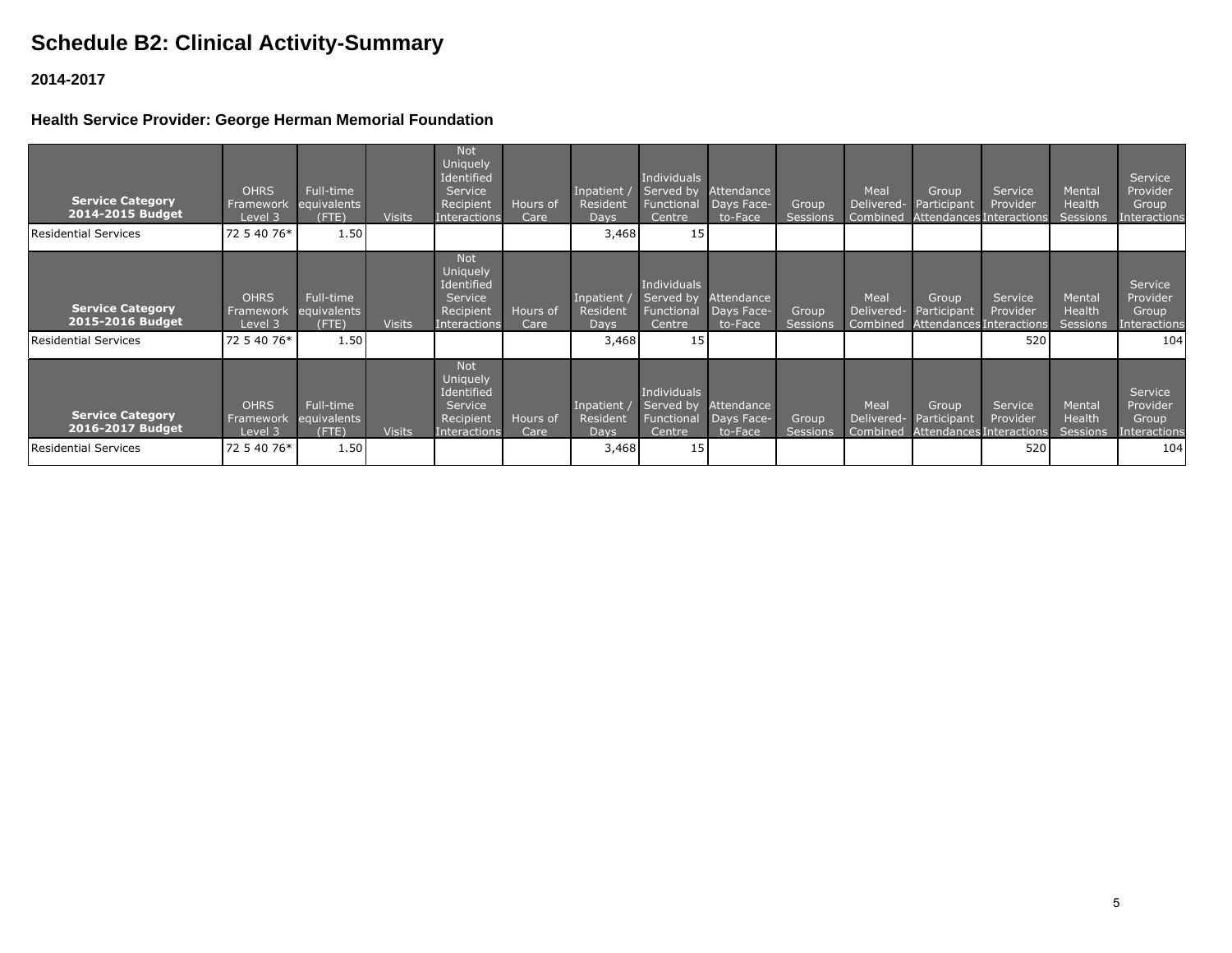# Schedule B2: Clinical Activity-Summary

**2014-2017**

**Health Service Provider: George Herman Memorial Foundation**

| Service Category 2014-2015 Budget | OHRS Framework Level 3 | Full-time equivalents (FTE) | Visits | Not Uniquely Identified Service Recipient Interactions | Hours of Care | Inpatient / Resident Days | Individuals Served by Functional Centre | Attendance Days Face-to-Face | Group Sessions | Meal Delivered-Combined | Group Participant Attendances | Service Provider Interactions | Mental Health Sessions | Service Provider Group Interactions |
|---|---|---|---|---|---|---|---|---|---|---|---|---|---|---|
| Residential Services | 72 5 40 76* | 1.50 | | | | 3,468 | 15 | | | | | | | |

| Service Category 2015-2016 Budget | OHRS Framework Level 3 | Full-time equivalents (FTE) | Visits | Not Uniquely Identified Service Recipient Interactions | Hours of Care | Inpatient / Resident Days | Individuals Served by Functional Centre | Attendance Days Face-to-Face | Group Sessions | Meal Delivered-Combined | Group Participant Attendances | Service Provider Interactions | Mental Health Sessions | Service Provider Group Interactions |
|---|---|---|---|---|---|---|---|---|---|---|---|---|---|---|
| Residential Services | 72 5 40 76* | 1.50 | | | | 3,468 | 15 | | | | | 520 | | 104 |

| Service Category 2016-2017 Budget | OHRS Framework Level 3 | Full-time equivalents (FTE) | Visits | Not Uniquely Identified Service Recipient Interactions | Hours of Care | Inpatient / Resident Days | Individuals Served by Functional Centre | Attendance Days Face-to-Face | Group Sessions | Meal Delivered-Combined | Group Participant Attendances | Service Provider Interactions | Mental Health Sessions | Service Provider Group Interactions |
|---|---|---|---|---|---|---|---|---|---|---|---|---|---|---|
| Residential Services | 72 5 40 76* | 1.50 | | | | 3,468 | 15 | | | | | 520 | | 104 |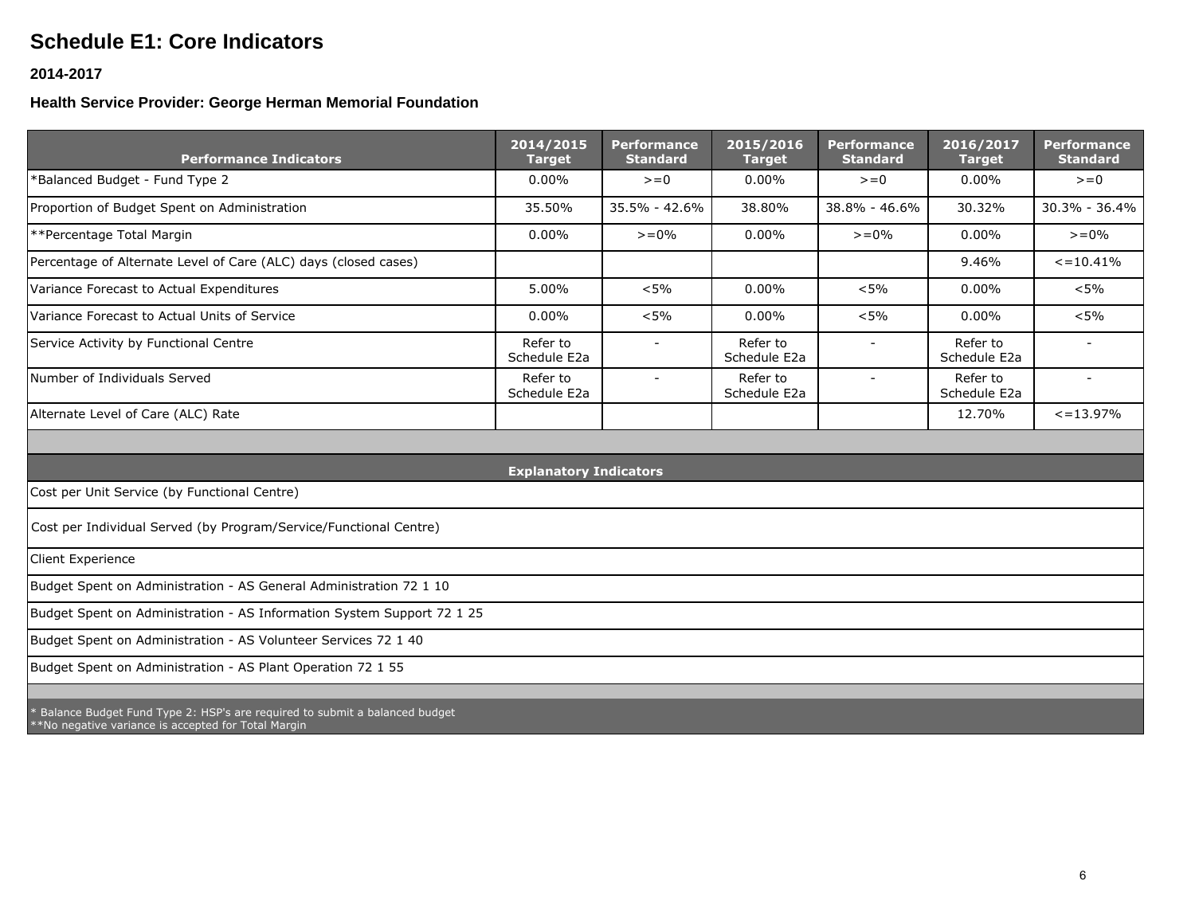# Schedule E1: Core Indicators

### 2014-2017

### Health Service Provider: George Herman Memorial Foundation

| Performance Indicators | 2014/2015 Target | Performance Standard | 2015/2016 Target | Performance Standard | 2016/2017 Target | Performance Standard |
|---|---|---|---|---|---|---|
| *Balanced Budget - Fund Type 2 | 0.00% | >=0 | 0.00% | >=0 | 0.00% | >=0 |
| Proportion of Budget Spent on Administration | 35.50% | 35.5% - 42.6% | 38.80% | 38.8% - 46.6% | 30.32% | 30.3% - 36.4% |
| **Percentage Total Margin | 0.00% | >=0% | 0.00% | >=0% | 0.00% | >=0% |
| Percentage of Alternate Level of Care (ALC) days (closed cases) | | | | | 9.46% | <=10.41% |
| Variance Forecast to Actual Expenditures | 5.00% | <5% | 0.00% | <5% | 0.00% | <5% |
| Variance Forecast to Actual Units of Service | 0.00% | <5% | 0.00% | <5% | 0.00% | <5% |
| Service Activity by Functional Centre | Refer to Schedule E2a | - | Refer to Schedule E2a | - | Refer to Schedule E2a | - |
| Number of Individuals Served | Refer to Schedule E2a | - | Refer to Schedule E2a | - | Refer to Schedule E2a | - |
| Alternate Level of Care (ALC) Rate | | | | | 12.70% | <=13.97% |

| Explanatory Indicators |
|---|
| Cost per Unit Service (by Functional Centre) |
| Cost per Individual Served (by Program/Service/Functional Centre) |
| Client Experience |
| Budget Spent on Administration - AS General Administration 72 1 10 |
| Budget Spent on Administration - AS Information System Support 72 1 25 |
| Budget Spent on Administration - AS Volunteer Services 72 1 40 |
| Budget Spent on Administration - AS Plant Operation 72 1 55 |

* Balance Budget Fund Type 2: HSP's are required to submit a balanced budget
**No negative variance is accepted for Total Margin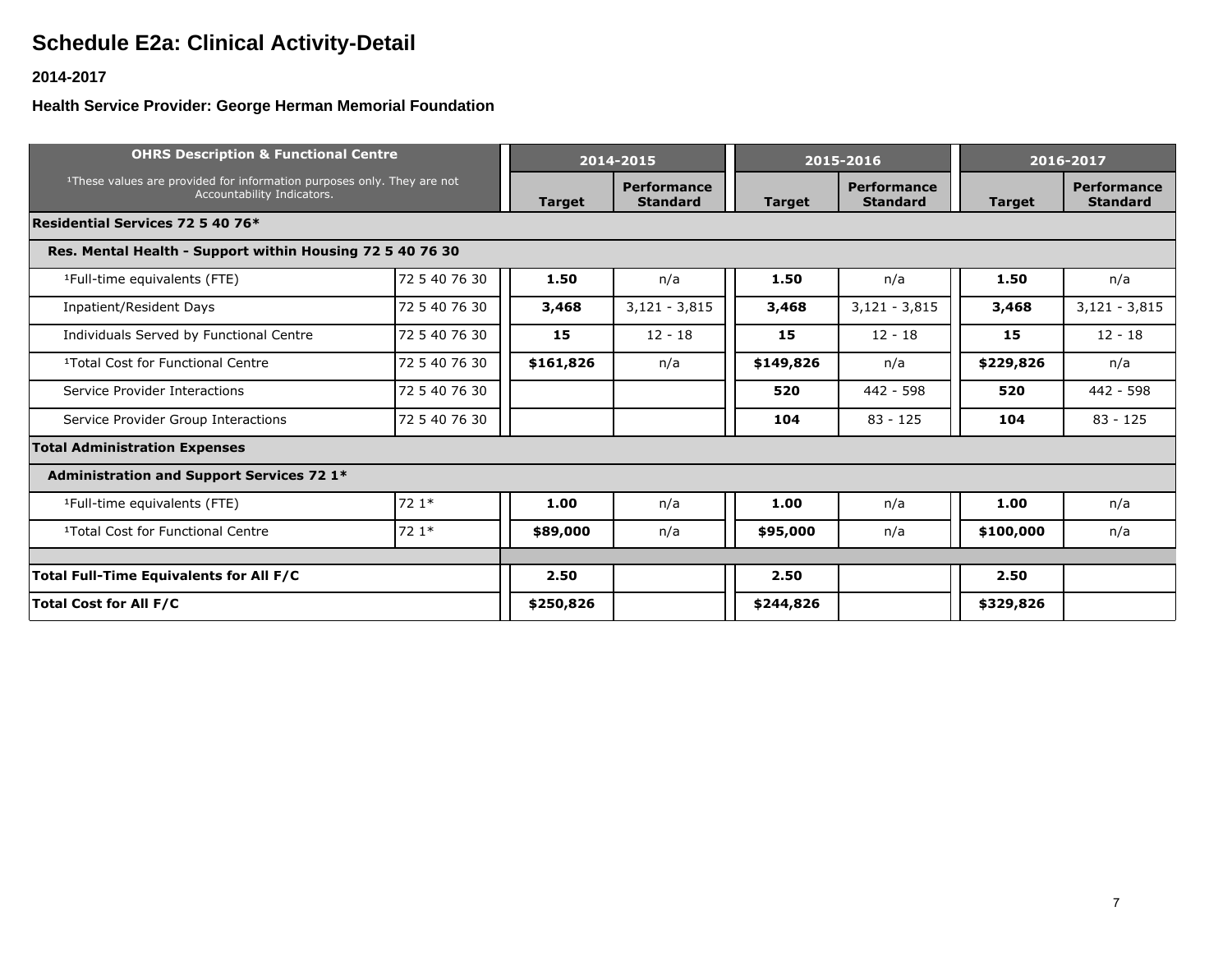# Schedule E2a: Clinical Activity-Detail

**2014-2017**

**Health Service Provider: George Herman Memorial Foundation**

| OHRS Description & Functional Centre | | 2014-2015 | | 2015-2016 | | 2016-2017 | |
|---|---|---|---|---|---|---|---|
| ¹These values are provided for information purposes only. They are not Accountability Indicators. | | Target | Performance Standard | Target | Performance Standard | Target | Performance Standard |
| **Residential Services 72 5 40 76*** | | | | | | | |
| **Res. Mental Health - Support within Housing 72 5 40 76 30** | | | | | | | |
| ¹Full-time equivalents (FTE) | 72 5 40 76 30 | **1.50** | n/a | **1.50** | n/a | **1.50** | n/a |
| Inpatient/Resident Days | 72 5 40 76 30 | **3,468** | 3,121 - 3,815 | **3,468** | 3,121 - 3,815 | **3,468** | 3,121 - 3,815 |
| Individuals Served by Functional Centre | 72 5 40 76 30 | **15** | 12 - 18 | **15** | 12 - 18 | **15** | 12 - 18 |
| ¹Total Cost for Functional Centre | 72 5 40 76 30 | **$161,826** | n/a | **$149,826** | n/a | **$229,826** | n/a |
| Service Provider Interactions | 72 5 40 76 30 | | | **520** | 442 - 598 | **520** | 442 - 598 |
| Service Provider Group Interactions | 72 5 40 76 30 | | | **104** | 83 - 125 | **104** | 83 - 125 |
| **Total Administration Expenses** | | | | | | | |
| **Administration and Support Services 72 1*** | | | | | | | |
| ¹Full-time equivalents (FTE) | 72 1* | **1.00** | n/a | **1.00** | n/a | **1.00** | n/a |
| ¹Total Cost for Functional Centre | 72 1* | **$89,000** | n/a | **$95,000** | n/a | **$100,000** | n/a |
| | | | | | | | |
| **Total Full-Time Equivalents for All F/C** | | **2.50** | | **2.50** | | **2.50** | |
| **Total Cost for All F/C** | | **$250,826** | | **$244,826** | | **$329,826** | |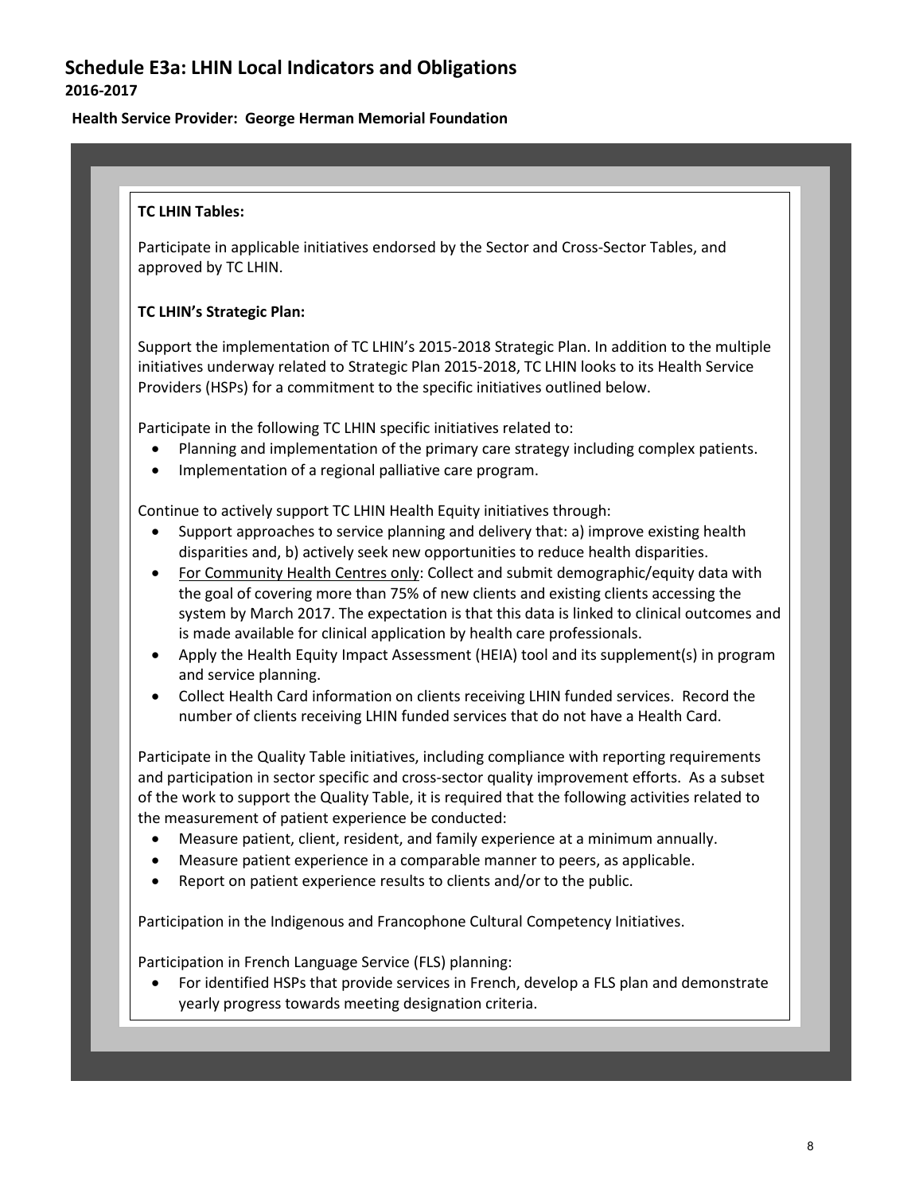# Schedule E3a: LHIN Local Indicators and Obligations

**2016-2017**

**Health Service Provider: George Herman Memorial Foundation**

**TC LHIN Tables:**

Participate in applicable initiatives endorsed by the Sector and Cross-Sector Tables, and approved by TC LHIN.

**TC LHIN's Strategic Plan:**

Support the implementation of TC LHIN's 2015-2018 Strategic Plan. In addition to the multiple initiatives underway related to Strategic Plan 2015-2018, TC LHIN looks to its Health Service Providers (HSPs) for a commitment to the specific initiatives outlined below.

Participate in the following TC LHIN specific initiatives related to:

- Planning and implementation of the primary care strategy including complex patients.
- Implementation of a regional palliative care program.

Continue to actively support TC LHIN Health Equity initiatives through:

- Support approaches to service planning and delivery that: a) improve existing health disparities and, b) actively seek new opportunities to reduce health disparities.
- For Community Health Centres only: Collect and submit demographic/equity data with the goal of covering more than 75% of new clients and existing clients accessing the system by March 2017. The expectation is that this data is linked to clinical outcomes and is made available for clinical application by health care professionals.
- Apply the Health Equity Impact Assessment (HEIA) tool and its supplement(s) in program and service planning.
- Collect Health Card information on clients receiving LHIN funded services. Record the number of clients receiving LHIN funded services that do not have a Health Card.

Participate in the Quality Table initiatives, including compliance with reporting requirements and participation in sector specific and cross-sector quality improvement efforts. As a subset of the work to support the Quality Table, it is required that the following activities related to the measurement of patient experience be conducted:

- Measure patient, client, resident, and family experience at a minimum annually.
- Measure patient experience in a comparable manner to peers, as applicable.
- Report on patient experience results to clients and/or to the public.

Participation in the Indigenous and Francophone Cultural Competency Initiatives.

Participation in French Language Service (FLS) planning:

- For identified HSPs that provide services in French, develop a FLS plan and demonstrate yearly progress towards meeting designation criteria.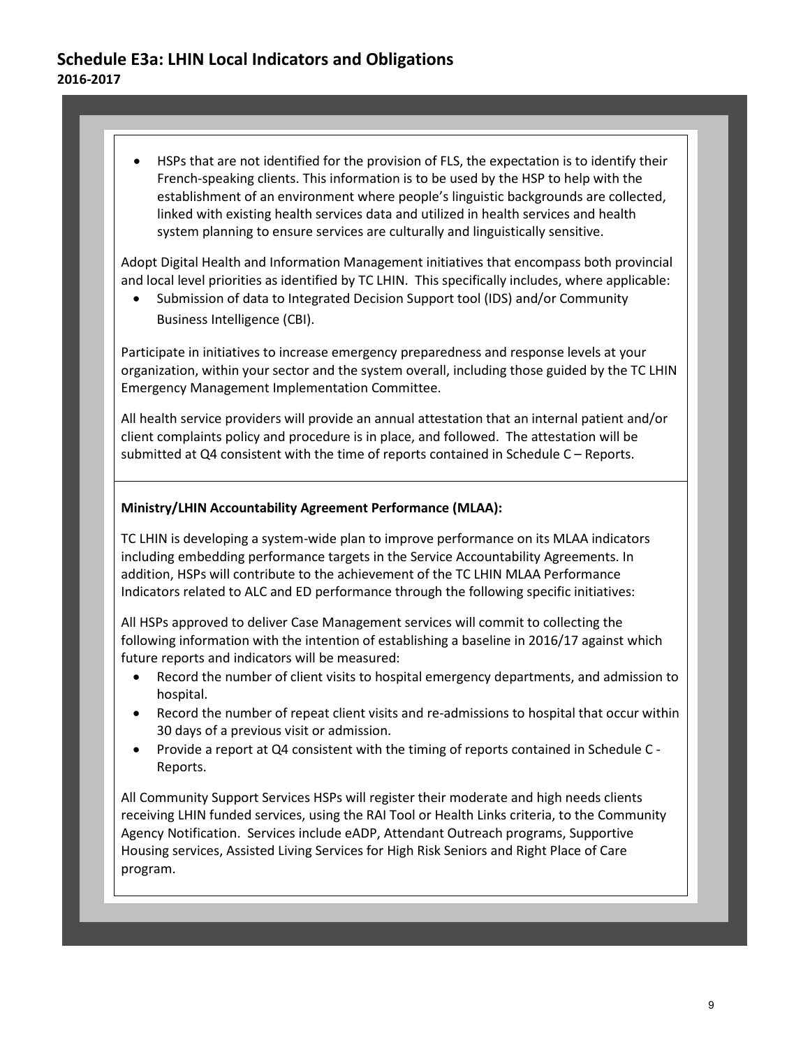## Schedule E3a: LHIN Local Indicators and Obligations

**2016-2017**

- HSPs that are not identified for the provision of FLS, the expectation is to identify their French-speaking clients. This information is to be used by the HSP to help with the establishment of an environment where people's linguistic backgrounds are collected, linked with existing health services data and utilized in health services and health system planning to ensure services are culturally and linguistically sensitive.

Adopt Digital Health and Information Management initiatives that encompass both provincial and local level priorities as identified by TC LHIN. This specifically includes, where applicable:

- Submission of data to Integrated Decision Support tool (IDS) and/or Community Business Intelligence (CBI).

Participate in initiatives to increase emergency preparedness and response levels at your organization, within your sector and the system overall, including those guided by the TC LHIN Emergency Management Implementation Committee.

All health service providers will provide an annual attestation that an internal patient and/or client complaints policy and procedure is in place, and followed. The attestation will be submitted at Q4 consistent with the time of reports contained in Schedule C – Reports.

**Ministry/LHIN Accountability Agreement Performance (MLAA):**

TC LHIN is developing a system-wide plan to improve performance on its MLAA indicators including embedding performance targets in the Service Accountability Agreements. In addition, HSPs will contribute to the achievement of the TC LHIN MLAA Performance Indicators related to ALC and ED performance through the following specific initiatives:

All HSPs approved to deliver Case Management services will commit to collecting the following information with the intention of establishing a baseline in 2016/17 against which future reports and indicators will be measured:

- Record the number of client visits to hospital emergency departments, and admission to hospital.
- Record the number of repeat client visits and re-admissions to hospital that occur within 30 days of a previous visit or admission.
- Provide a report at Q4 consistent with the timing of reports contained in Schedule C - Reports.

All Community Support Services HSPs will register their moderate and high needs clients receiving LHIN funded services, using the RAI Tool or Health Links criteria, to the Community Agency Notification. Services include eADP, Attendant Outreach programs, Supportive Housing services, Assisted Living Services for High Risk Seniors and Right Place of Care program.